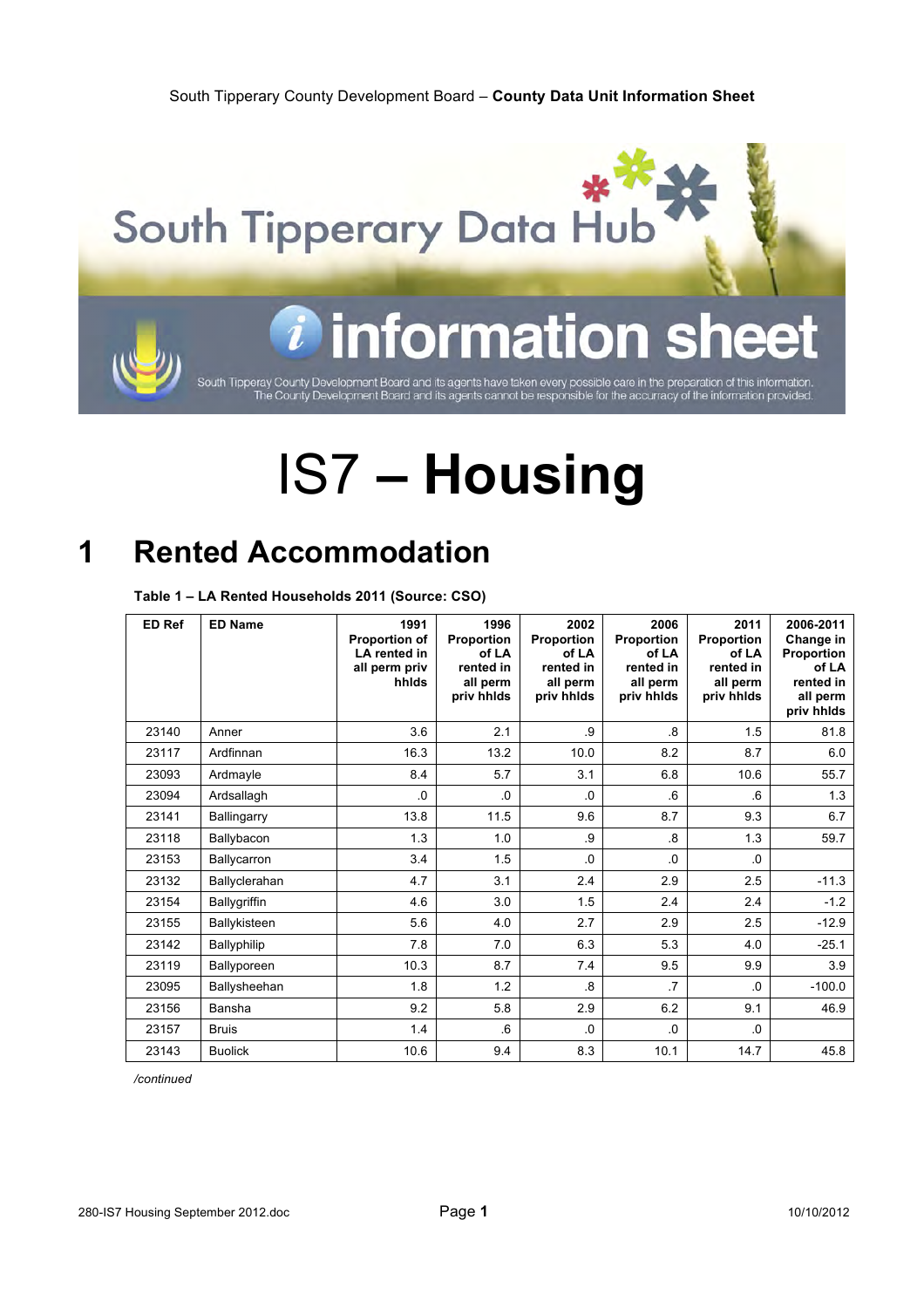# IS7 – Housing

## 1 Rented Accommodation

**Table 1 – LA Rented Households 2011 (Source: CSO)**

| ED Ref | ED Name | 1991 Proportion of LA rented in all perm priv hhlds | 1996 Proportion of LA rented in all perm priv hhlds | 2002 Proportion of LA rented in all perm priv hhlds | 2006 Proportion of LA rented in all perm priv hhlds | 2011 Proportion of LA rented in all perm priv hhlds | 2006-2011 Change in Proportion of LA rented in all perm priv hhlds |
|---|---|---|---|---|---|---|---|
| 23140 | Anner | 3.6 | 2.1 | .9 | .8 | 1.5 | 81.8 |
| 23117 | Ardfinnan | 16.3 | 13.2 | 10.0 | 8.2 | 8.7 | 6.0 |
| 23093 | Ardmayle | 8.4 | 5.7 | 3.1 | 6.8 | 10.6 | 55.7 |
| 23094 | Ardsallagh | .0 | .0 | .0 | .6 | .6 | 1.3 |
| 23141 | Ballingarry | 13.8 | 11.5 | 9.6 | 8.7 | 9.3 | 6.7 |
| 23118 | Ballybacon | 1.3 | 1.0 | .9 | .8 | 1.3 | 59.7 |
| 23153 | Ballycarron | 3.4 | 1.5 | .0 | .0 | .0 | |
| 23132 | Ballyclerahan | 4.7 | 3.1 | 2.4 | 2.9 | 2.5 | -11.3 |
| 23154 | Ballygriffin | 4.6 | 3.0 | 1.5 | 2.4 | 2.4 | -1.2 |
| 23155 | Ballykisteen | 5.6 | 4.0 | 2.7 | 2.9 | 2.5 | -12.9 |
| 23142 | Ballyphilip | 7.8 | 7.0 | 6.3 | 5.3 | 4.0 | -25.1 |
| 23119 | Ballyporeen | 10.3 | 8.7 | 7.4 | 9.5 | 9.9 | 3.9 |
| 23095 | Ballysheehan | 1.8 | 1.2 | .8 | .7 | .0 | -100.0 |
| 23156 | Bansha | 9.2 | 5.8 | 2.9 | 6.2 | 9.1 | 46.9 |
| 23157 | Bruis | 1.4 | .6 | .0 | .0 | .0 | |
| 23143 | Buolick | 10.6 | 9.4 | 8.3 | 10.1 | 14.7 | 45.8 |

*/continued*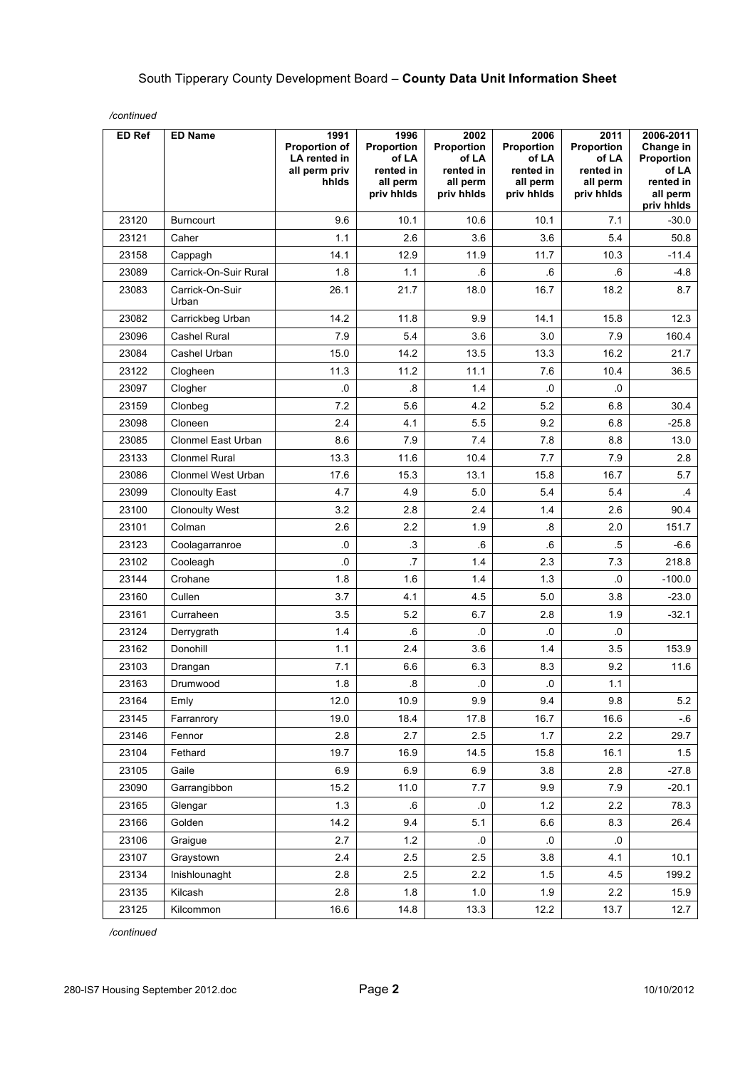South Tipperary County Development Board – **County Data Unit Information Sheet**

*/continued*

| ED Ref | ED Name | 1991 Proportion of LA rented in all perm priv hhlds | 1996 Proportion of LA rented in all perm priv hhlds | 2002 Proportion of LA rented in all perm priv hhlds | 2006 Proportion of LA rented in all perm priv hhlds | 2011 Proportion of LA rented in all perm priv hhlds | 2006-2011 Change in Proportion of LA rented in all perm priv hhlds |
|---|---|---|---|---|---|---|---|
| 23120 | Burncourt | 9.6 | 10.1 | 10.6 | 10.1 | 7.1 | -30.0 |
| 23121 | Caher | 1.1 | 2.6 | 3.6 | 3.6 | 5.4 | 50.8 |
| 23158 | Cappagh | 14.1 | 12.9 | 11.9 | 11.7 | 10.3 | -11.4 |
| 23089 | Carrick-On-Suir Rural | 1.8 | 1.1 | .6 | .6 | .6 | -4.8 |
| 23083 | Carrick-On-Suir Urban | 26.1 | 21.7 | 18.0 | 16.7 | 18.2 | 8.7 |
| 23082 | Carrickbeg Urban | 14.2 | 11.8 | 9.9 | 14.1 | 15.8 | 12.3 |
| 23096 | Cashel Rural | 7.9 | 5.4 | 3.6 | 3.0 | 7.9 | 160.4 |
| 23084 | Cashel Urban | 15.0 | 14.2 | 13.5 | 13.3 | 16.2 | 21.7 |
| 23122 | Clogheen | 11.3 | 11.2 | 11.1 | 7.6 | 10.4 | 36.5 |
| 23097 | Clogher | .0 | .8 | 1.4 | .0 | .0 | |
| 23159 | Clonbeg | 7.2 | 5.6 | 4.2 | 5.2 | 6.8 | 30.4 |
| 23098 | Cloneen | 2.4 | 4.1 | 5.5 | 9.2 | 6.8 | -25.8 |
| 23085 | Clonmel East Urban | 8.6 | 7.9 | 7.4 | 7.8 | 8.8 | 13.0 |
| 23133 | Clonmel Rural | 13.3 | 11.6 | 10.4 | 7.7 | 7.9 | 2.8 |
| 23086 | Clonmel West Urban | 17.6 | 15.3 | 13.1 | 15.8 | 16.7 | 5.7 |
| 23099 | Clonoulty East | 4.7 | 4.9 | 5.0 | 5.4 | 5.4 | .4 |
| 23100 | Clonoulty West | 3.2 | 2.8 | 2.4 | 1.4 | 2.6 | 90.4 |
| 23101 | Colman | 2.6 | 2.2 | 1.9 | .8 | 2.0 | 151.7 |
| 23123 | Coolagarranroe | .0 | .3 | .6 | .6 | .5 | -6.6 |
| 23102 | Cooleagh | .0 | .7 | 1.4 | 2.3 | 7.3 | 218.8 |
| 23144 | Crohane | 1.8 | 1.6 | 1.4 | 1.3 | .0 | -100.0 |
| 23160 | Cullen | 3.7 | 4.1 | 4.5 | 5.0 | 3.8 | -23.0 |
| 23161 | Curraheen | 3.5 | 5.2 | 6.7 | 2.8 | 1.9 | -32.1 |
| 23124 | Derrygrath | 1.4 | .6 | .0 | .0 | .0 | |
| 23162 | Donohill | 1.1 | 2.4 | 3.6 | 1.4 | 3.5 | 153.9 |
| 23103 | Drangan | 7.1 | 6.6 | 6.3 | 8.3 | 9.2 | 11.6 |
| 23163 | Drumwood | 1.8 | .8 | .0 | .0 | 1.1 | |
| 23164 | Emly | 12.0 | 10.9 | 9.9 | 9.4 | 9.8 | 5.2 |
| 23145 | Farranrory | 19.0 | 18.4 | 17.8 | 16.7 | 16.6 | -.6 |
| 23146 | Fennor | 2.8 | 2.7 | 2.5 | 1.7 | 2.2 | 29.7 |
| 23104 | Fethard | 19.7 | 16.9 | 14.5 | 15.8 | 16.1 | 1.5 |
| 23105 | Gaile | 6.9 | 6.9 | 6.9 | 3.8 | 2.8 | -27.8 |
| 23090 | Garrangibbon | 15.2 | 11.0 | 7.7 | 9.9 | 7.9 | -20.1 |
| 23165 | Glengar | 1.3 | .6 | .0 | 1.2 | 2.2 | 78.3 |
| 23166 | Golden | 14.2 | 9.4 | 5.1 | 6.6 | 8.3 | 26.4 |
| 23106 | Graigue | 2.7 | 1.2 | .0 | .0 | .0 | |
| 23107 | Graystown | 2.4 | 2.5 | 2.5 | 3.8 | 4.1 | 10.1 |
| 23134 | Inishlounaght | 2.8 | 2.5 | 2.2 | 1.5 | 4.5 | 199.2 |
| 23135 | Kilcash | 2.8 | 1.8 | 1.0 | 1.9 | 2.2 | 15.9 |
| 23125 | Kilcommon | 16.6 | 14.8 | 13.3 | 12.2 | 13.7 | 12.7 |

*/continued*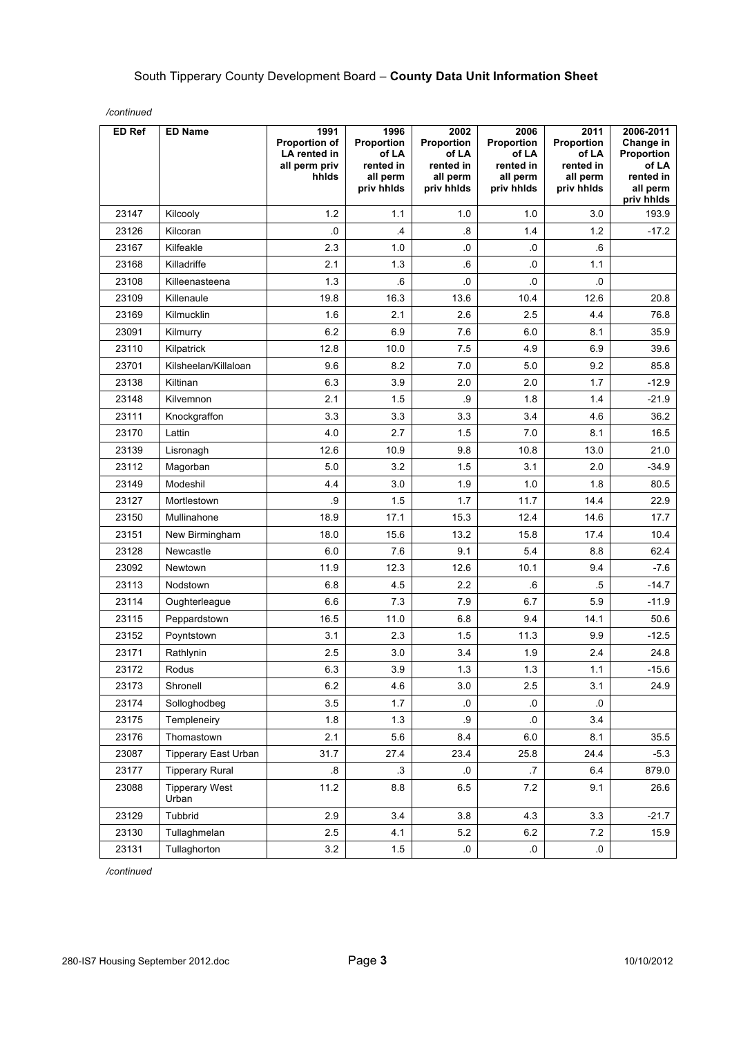/continued

| ED Ref | ED Name | 1991 Proportion of LA rented in all perm priv hhlds | 1996 Proportion of LA rented in all perm priv hhlds | 2002 Proportion of LA rented in all perm priv hhlds | 2006 Proportion of LA rented in all perm priv hhlds | 2011 Proportion of LA rented in all perm priv hhlds | 2006-2011 Change in Proportion of LA rented in all perm priv hhlds |
|---|---|---|---|---|---|---|---|
| 23147 | Kilcooly | 1.2 | 1.1 | 1.0 | 1.0 | 3.0 | 193.9 |
| 23126 | Kilcoran | .0 | .4 | .8 | 1.4 | 1.2 | -17.2 |
| 23167 | Kilfeakle | 2.3 | 1.0 | .0 | .0 | .6 | |
| 23168 | Killadriffe | 2.1 | 1.3 | .6 | .0 | 1.1 | |
| 23108 | Killeenasteena | 1.3 | .6 | .0 | .0 | .0 | |
| 23109 | Killenaule | 19.8 | 16.3 | 13.6 | 10.4 | 12.6 | 20.8 |
| 23169 | Kilmucklin | 1.6 | 2.1 | 2.6 | 2.5 | 4.4 | 76.8 |
| 23091 | Kilmurry | 6.2 | 6.9 | 7.6 | 6.0 | 8.1 | 35.9 |
| 23110 | Kilpatrick | 12.8 | 10.0 | 7.5 | 4.9 | 6.9 | 39.6 |
| 23701 | Kilsheelan/Killaloan | 9.6 | 8.2 | 7.0 | 5.0 | 9.2 | 85.8 |
| 23138 | Kiltinan | 6.3 | 3.9 | 2.0 | 2.0 | 1.7 | -12.9 |
| 23148 | Kilvemnon | 2.1 | 1.5 | .9 | 1.8 | 1.4 | -21.9 |
| 23111 | Knockgraffon | 3.3 | 3.3 | 3.3 | 3.4 | 4.6 | 36.2 |
| 23170 | Lattin | 4.0 | 2.7 | 1.5 | 7.0 | 8.1 | 16.5 |
| 23139 | Lisronagh | 12.6 | 10.9 | 9.8 | 10.8 | 13.0 | 21.0 |
| 23112 | Magorban | 5.0 | 3.2 | 1.5 | 3.1 | 2.0 | -34.9 |
| 23149 | Modeshil | 4.4 | 3.0 | 1.9 | 1.0 | 1.8 | 80.5 |
| 23127 | Mortlestown | .9 | 1.5 | 1.7 | 11.7 | 14.4 | 22.9 |
| 23150 | Mullinahone | 18.9 | 17.1 | 15.3 | 12.4 | 14.6 | 17.7 |
| 23151 | New Birmingham | 18.0 | 15.6 | 13.2 | 15.8 | 17.4 | 10.4 |
| 23128 | Newcastle | 6.0 | 7.6 | 9.1 | 5.4 | 8.8 | 62.4 |
| 23092 | Newtown | 11.9 | 12.3 | 12.6 | 10.1 | 9.4 | -7.6 |
| 23113 | Nodstown | 6.8 | 4.5 | 2.2 | .6 | .5 | -14.7 |
| 23114 | Oughterleague | 6.6 | 7.3 | 7.9 | 6.7 | 5.9 | -11.9 |
| 23115 | Peppardstown | 16.5 | 11.0 | 6.8 | 9.4 | 14.1 | 50.6 |
| 23152 | Poyntstown | 3.1 | 2.3 | 1.5 | 11.3 | 9.9 | -12.5 |
| 23171 | Rathlynin | 2.5 | 3.0 | 3.4 | 1.9 | 2.4 | 24.8 |
| 23172 | Rodus | 6.3 | 3.9 | 1.3 | 1.3 | 1.1 | -15.6 |
| 23173 | Shronell | 6.2 | 4.6 | 3.0 | 2.5 | 3.1 | 24.9 |
| 23174 | Solloghodbeg | 3.5 | 1.7 | .0 | .0 | .0 | |
| 23175 | Templeneiry | 1.8 | 1.3 | .9 | .0 | 3.4 | |
| 23176 | Thomastown | 2.1 | 5.6 | 8.4 | 6.0 | 8.1 | 35.5 |
| 23087 | Tipperary East Urban | 31.7 | 27.4 | 23.4 | 25.8 | 24.4 | -5.3 |
| 23177 | Tipperary Rural | .8 | .3 | .0 | .7 | 6.4 | 879.0 |
| 23088 | Tipperary West Urban | 11.2 | 8.8 | 6.5 | 7.2 | 9.1 | 26.6 |
| 23129 | Tubbrid | 2.9 | 3.4 | 3.8 | 4.3 | 3.3 | -21.7 |
| 23130 | Tullaghmelan | 2.5 | 4.1 | 5.2 | 6.2 | 7.2 | 15.9 |
| 23131 | Tullaghorton | 3.2 | 1.5 | .0 | .0 | .0 | |

/continued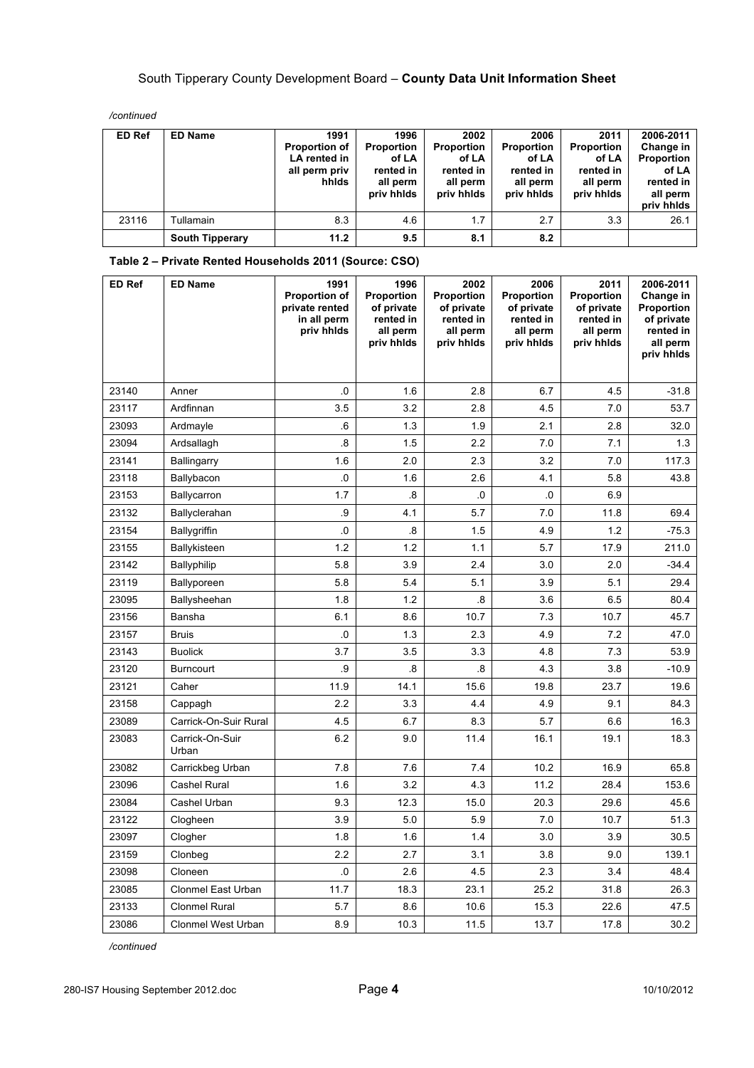*/continued*

| ED Ref | ED Name | 1991 Proportion of LA rented in all perm priv hhlds | 1996 Proportion of LA rented in all perm priv hhlds | 2002 Proportion of LA rented in all perm priv hhlds | 2006 Proportion of LA rented in all perm priv hhlds | 2011 Proportion of LA rented in all perm priv hhlds | 2006-2011 Change in Proportion of LA rented in all perm priv hhlds |
|---|---|---|---|---|---|---|---|
| 23116 | Tullamain | 8.3 | 4.6 | 1.7 | 2.7 | 3.3 | 26.1 |
| | **South Tipperary** | **11.2** | **9.5** | **8.1** | **8.2** | | |

**Table 2 – Private Rented Households 2011 (Source: CSO)**

| ED Ref | ED Name | 1991 Proportion of private rented in all perm priv hhlds | 1996 Proportion of private rented in all perm priv hhlds | 2002 Proportion of private rented in all perm priv hhlds | 2006 Proportion of private rented in all perm priv hhlds | 2011 Proportion of private rented in all perm priv hhlds | 2006-2011 Change in Proportion of private rented in all perm priv hhlds |
|---|---|---|---|---|---|---|---|
| 23140 | Anner | .0 | 1.6 | 2.8 | 6.7 | 4.5 | -31.8 |
| 23117 | Ardfinnan | 3.5 | 3.2 | 2.8 | 4.5 | 7.0 | 53.7 |
| 23093 | Ardmayle | .6 | 1.3 | 1.9 | 2.1 | 2.8 | 32.0 |
| 23094 | Ardsallagh | .8 | 1.5 | 2.2 | 7.0 | 7.1 | 1.3 |
| 23141 | Ballingarry | 1.6 | 2.0 | 2.3 | 3.2 | 7.0 | 117.3 |
| 23118 | Ballybacon | .0 | 1.6 | 2.6 | 4.1 | 5.8 | 43.8 |
| 23153 | Ballycarron | 1.7 | .8 | .0 | .0 | 6.9 | |
| 23132 | Ballyclerahan | .9 | 4.1 | 5.7 | 7.0 | 11.8 | 69.4 |
| 23154 | Ballygriffin | .0 | .8 | 1.5 | 4.9 | 1.2 | -75.3 |
| 23155 | Ballykisteen | 1.2 | 1.2 | 1.1 | 5.7 | 17.9 | 211.0 |
| 23142 | Ballyphilip | 5.8 | 3.9 | 2.4 | 3.0 | 2.0 | -34.4 |
| 23119 | Ballyporeen | 5.8 | 5.4 | 5.1 | 3.9 | 5.1 | 29.4 |
| 23095 | Ballysheehan | 1.8 | 1.2 | .8 | 3.6 | 6.5 | 80.4 |
| 23156 | Bansha | 6.1 | 8.6 | 10.7 | 7.3 | 10.7 | 45.7 |
| 23157 | Bruis | .0 | 1.3 | 2.3 | 4.9 | 7.2 | 47.0 |
| 23143 | Buolick | 3.7 | 3.5 | 3.3 | 4.8 | 7.3 | 53.9 |
| 23120 | Burncourt | .9 | .8 | .8 | 4.3 | 3.8 | -10.9 |
| 23121 | Caher | 11.9 | 14.1 | 15.6 | 19.8 | 23.7 | 19.6 |
| 23158 | Cappagh | 2.2 | 3.3 | 4.4 | 4.9 | 9.1 | 84.3 |
| 23089 | Carrick-On-Suir Rural | 4.5 | 6.7 | 8.3 | 5.7 | 6.6 | 16.3 |
| 23083 | Carrick-On-Suir Urban | 6.2 | 9.0 | 11.4 | 16.1 | 19.1 | 18.3 |
| 23082 | Carrickbeg Urban | 7.8 | 7.6 | 7.4 | 10.2 | 16.9 | 65.8 |
| 23096 | Cashel Rural | 1.6 | 3.2 | 4.3 | 11.2 | 28.4 | 153.6 |
| 23084 | Cashel Urban | 9.3 | 12.3 | 15.0 | 20.3 | 29.6 | 45.6 |
| 23122 | Clogheen | 3.9 | 5.0 | 5.9 | 7.0 | 10.7 | 51.3 |
| 23097 | Clogher | 1.8 | 1.6 | 1.4 | 3.0 | 3.9 | 30.5 |
| 23159 | Clonbeg | 2.2 | 2.7 | 3.1 | 3.8 | 9.0 | 139.1 |
| 23098 | Cloneen | .0 | 2.6 | 4.5 | 2.3 | 3.4 | 48.4 |
| 23085 | Clonmel East Urban | 11.7 | 18.3 | 23.1 | 25.2 | 31.8 | 26.3 |
| 23133 | Clonmel Rural | 5.7 | 8.6 | 10.6 | 15.3 | 22.6 | 47.5 |
| 23086 | Clonmel West Urban | 8.9 | 10.3 | 11.5 | 13.7 | 17.8 | 30.2 |

*/continued*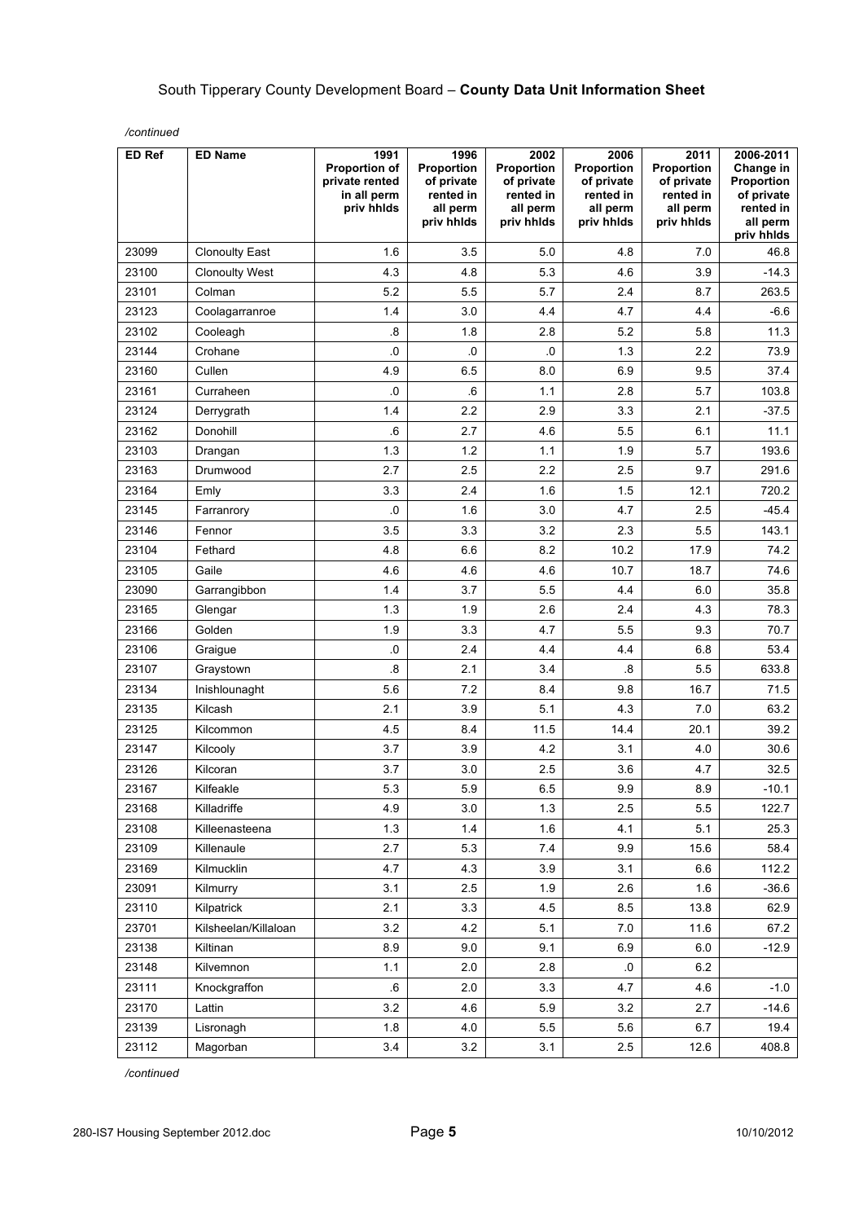/continued

| ED Ref | ED Name | 1991 Proportion of private rented in all perm priv hhlds | 1996 Proportion of private rented in all perm priv hhlds | 2002 Proportion of private rented in all perm priv hhlds | 2006 Proportion of private rented in all perm priv hhlds | 2011 Proportion of private rented in all perm priv hhlds | 2006-2011 Change in Proportion of private rented in all perm priv hhlds |
|---|---|---|---|---|---|---|---|
| 23099 | Clonoulty East | 1.6 | 3.5 | 5.0 | 4.8 | 7.0 | 46.8 |
| 23100 | Clonoulty West | 4.3 | 4.8 | 5.3 | 4.6 | 3.9 | -14.3 |
| 23101 | Colman | 5.2 | 5.5 | 5.7 | 2.4 | 8.7 | 263.5 |
| 23123 | Coolagarranroe | 1.4 | 3.0 | 4.4 | 4.7 | 4.4 | -6.6 |
| 23102 | Cooleagh | .8 | 1.8 | 2.8 | 5.2 | 5.8 | 11.3 |
| 23144 | Crohane | .0 | .0 | .0 | 1.3 | 2.2 | 73.9 |
| 23160 | Cullen | 4.9 | 6.5 | 8.0 | 6.9 | 9.5 | 37.4 |
| 23161 | Curraheen | .0 | .6 | 1.1 | 2.8 | 5.7 | 103.8 |
| 23124 | Derrygrath | 1.4 | 2.2 | 2.9 | 3.3 | 2.1 | -37.5 |
| 23162 | Donohill | .6 | 2.7 | 4.6 | 5.5 | 6.1 | 11.1 |
| 23103 | Drangan | 1.3 | 1.2 | 1.1 | 1.9 | 5.7 | 193.6 |
| 23163 | Drumwood | 2.7 | 2.5 | 2.2 | 2.5 | 9.7 | 291.6 |
| 23164 | Emly | 3.3 | 2.4 | 1.6 | 1.5 | 12.1 | 720.2 |
| 23145 | Farranrory | .0 | 1.6 | 3.0 | 4.7 | 2.5 | -45.4 |
| 23146 | Fennor | 3.5 | 3.3 | 3.2 | 2.3 | 5.5 | 143.1 |
| 23104 | Fethard | 4.8 | 6.6 | 8.2 | 10.2 | 17.9 | 74.2 |
| 23105 | Gaile | 4.6 | 4.6 | 4.6 | 10.7 | 18.7 | 74.6 |
| 23090 | Garrangibbon | 1.4 | 3.7 | 5.5 | 4.4 | 6.0 | 35.8 |
| 23165 | Glengar | 1.3 | 1.9 | 2.6 | 2.4 | 4.3 | 78.3 |
| 23166 | Golden | 1.9 | 3.3 | 4.7 | 5.5 | 9.3 | 70.7 |
| 23106 | Graigue | .0 | 2.4 | 4.4 | 4.4 | 6.8 | 53.4 |
| 23107 | Graystown | .8 | 2.1 | 3.4 | .8 | 5.5 | 633.8 |
| 23134 | Inishlounaght | 5.6 | 7.2 | 8.4 | 9.8 | 16.7 | 71.5 |
| 23135 | Kilcash | 2.1 | 3.9 | 5.1 | 4.3 | 7.0 | 63.2 |
| 23125 | Kilcommon | 4.5 | 8.4 | 11.5 | 14.4 | 20.1 | 39.2 |
| 23147 | Kilcooly | 3.7 | 3.9 | 4.2 | 3.1 | 4.0 | 30.6 |
| 23126 | Kilcoran | 3.7 | 3.0 | 2.5 | 3.6 | 4.7 | 32.5 |
| 23167 | Kilfeakle | 5.3 | 5.9 | 6.5 | 9.9 | 8.9 | -10.1 |
| 23168 | Killadriffe | 4.9 | 3.0 | 1.3 | 2.5 | 5.5 | 122.7 |
| 23108 | Killeenasteena | 1.3 | 1.4 | 1.6 | 4.1 | 5.1 | 25.3 |
| 23109 | Killenaule | 2.7 | 5.3 | 7.4 | 9.9 | 15.6 | 58.4 |
| 23169 | Kilmucklin | 4.7 | 4.3 | 3.9 | 3.1 | 6.6 | 112.2 |
| 23091 | Kilmurry | 3.1 | 2.5 | 1.9 | 2.6 | 1.6 | -36.6 |
| 23110 | Kilpatrick | 2.1 | 3.3 | 4.5 | 8.5 | 13.8 | 62.9 |
| 23701 | Kilsheelan/Killaloan | 3.2 | 4.2 | 5.1 | 7.0 | 11.6 | 67.2 |
| 23138 | Kiltinan | 8.9 | 9.0 | 9.1 | 6.9 | 6.0 | -12.9 |
| 23148 | Kilvemnon | 1.1 | 2.0 | 2.8 | .0 | 6.2 | |
| 23111 | Knockgraffon | .6 | 2.0 | 3.3 | 4.7 | 4.6 | -1.0 |
| 23170 | Lattin | 3.2 | 4.6 | 5.9 | 3.2 | 2.7 | -14.6 |
| 23139 | Lisronagh | 1.8 | 4.0 | 5.5 | 5.6 | 6.7 | 19.4 |
| 23112 | Magorban | 3.4 | 3.2 | 3.1 | 2.5 | 12.6 | 408.8 |

/continued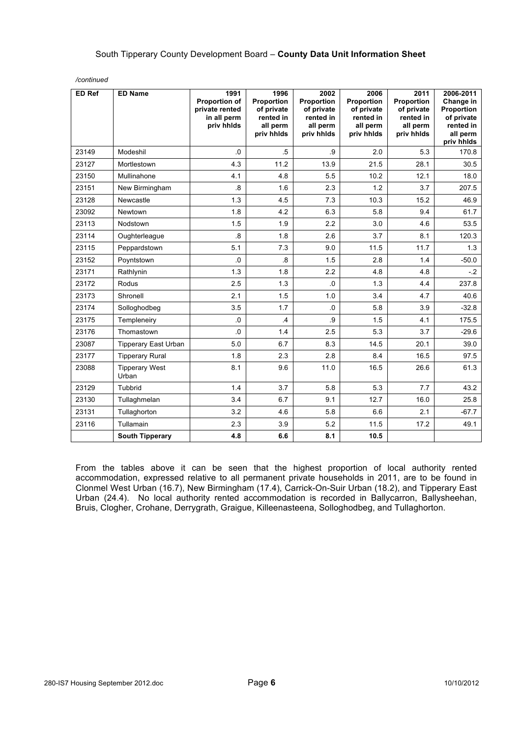*/continued*

| ED Ref | ED Name | 1991 Proportion of private rented in all perm priv hhlds | 1996 Proportion of private rented in all perm priv hhlds | 2002 Proportion of private rented in all perm priv hhlds | 2006 Proportion of private rented in all perm priv hhlds | 2011 Proportion of private rented in all perm priv hhlds | 2006-2011 Change in Proportion of private rented in all perm priv hhlds |
|---|---|---|---|---|---|---|---|
| 23149 | Modeshil | .0 | .5 | .9 | 2.0 | 5.3 | 170.8 |
| 23127 | Mortlestown | 4.3 | 11.2 | 13.9 | 21.5 | 28.1 | 30.5 |
| 23150 | Mullinahone | 4.1 | 4.8 | 5.5 | 10.2 | 12.1 | 18.0 |
| 23151 | New Birmingham | .8 | 1.6 | 2.3 | 1.2 | 3.7 | 207.5 |
| 23128 | Newcastle | 1.3 | 4.5 | 7.3 | 10.3 | 15.2 | 46.9 |
| 23092 | Newtown | 1.8 | 4.2 | 6.3 | 5.8 | 9.4 | 61.7 |
| 23113 | Nodstown | 1.5 | 1.9 | 2.2 | 3.0 | 4.6 | 53.5 |
| 23114 | Oughterleague | .8 | 1.8 | 2.6 | 3.7 | 8.1 | 120.3 |
| 23115 | Peppardstown | 5.1 | 7.3 | 9.0 | 11.5 | 11.7 | 1.3 |
| 23152 | Poyntstown | .0 | .8 | 1.5 | 2.8 | 1.4 | -50.0 |
| 23171 | Rathlynin | 1.3 | 1.8 | 2.2 | 4.8 | 4.8 | -.2 |
| 23172 | Rodus | 2.5 | 1.3 | .0 | 1.3 | 4.4 | 237.8 |
| 23173 | Shronell | 2.1 | 1.5 | 1.0 | 3.4 | 4.7 | 40.6 |
| 23174 | Solloghodbeg | 3.5 | 1.7 | .0 | 5.8 | 3.9 | -32.8 |
| 23175 | Templeneiry | .0 | .4 | .9 | 1.5 | 4.1 | 175.5 |
| 23176 | Thomastown | .0 | 1.4 | 2.5 | 5.3 | 3.7 | -29.6 |
| 23087 | Tipperary East Urban | 5.0 | 6.7 | 8.3 | 14.5 | 20.1 | 39.0 |
| 23177 | Tipperary Rural | 1.8 | 2.3 | 2.8 | 8.4 | 16.5 | 97.5 |
| 23088 | Tipperary West Urban | 8.1 | 9.6 | 11.0 | 16.5 | 26.6 | 61.3 |
| 23129 | Tubbrid | 1.4 | 3.7 | 5.8 | 5.3 | 7.7 | 43.2 |
| 23130 | Tullaghmelan | 3.4 | 6.7 | 9.1 | 12.7 | 16.0 | 25.8 |
| 23131 | Tullaghorton | 3.2 | 4.6 | 5.8 | 6.6 | 2.1 | -67.7 |
| 23116 | Tullamain | 2.3 | 3.9 | 5.2 | 11.5 | 17.2 | 49.1 |
| | **South Tipperary** | **4.8** | **6.6** | **8.1** | **10.5** | | |

From the tables above it can be seen that the highest proportion of local authority rented accommodation, expressed relative to all permanent private households in 2011, are to be found in Clonmel West Urban (16.7), New Birmingham (17.4), Carrick-On-Suir Urban (18.2), and Tipperary East Urban (24.4). No local authority rented accommodation is recorded in Ballycarron, Ballysheehan, Bruis, Clogher, Crohane, Derrygrath, Graigue, Killeenasteena, Solloghodbeg, and Tullaghorton.